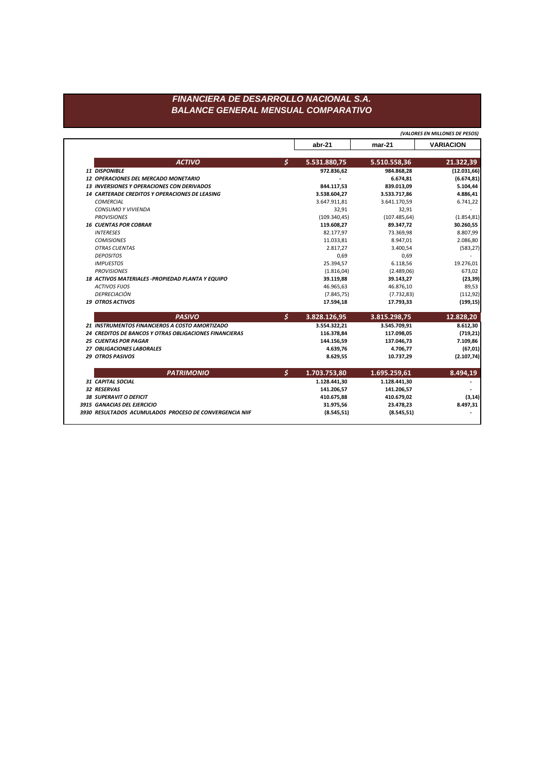# FINANCIERA DE DESARROLLO NACIONAL S.A.
## BALANCE GENERAL MENSUAL COMPARATIVO

*(VALORES EN MILLONES DE PESOS)*

| | | abr-21 | mar-21 | VARIACION |
|---|---|---|---|---|
| **ACTIVO** | **$** | **5.531.880,75** | **5.510.558,36** | **21.322,39** |
| **11 DISPONIBLE** | | **972.836,62** | **984.868,28** | **(12.031,66)** |
| **12 OPERACIONES DEL MERCADO MONETARIO** | | **-** | **6.674,81** | **(6.674,81)** |
| **13 INVERSIONES Y OPERACIONES CON DERIVADOS** | | **844.117,53** | **839.013,09** | **5.104,44** |
| **14 CARTERADE CREDITOS Y OPERACIONES DE LEASING** | | **3.538.604,27** | **3.533.717,86** | **4.886,41** |
| *COMERCIAL* | | 3.647.911,81 | 3.641.170,59 | 6.741,22 |
| *CONSUMO Y VIVIENDA* | | 32,91 | 32,91 | - |
| *PROVISIONES* | | (109.340,45) | (107.485,64) | (1.854,81) |
| **16 CUENTAS POR COBRAR** | | **119.608,27** | **89.347,72** | **30.260,55** |
| *INTERESES* | | 82.177,97 | 73.369,98 | 8.807,99 |
| *COMISIONES* | | 11.033,81 | 8.947,01 | 2.086,80 |
| *OTRAS CUENTAS* | | 2.817,27 | 3.400,54 | (583,27) |
| *DEPOSITOS* | | 0,69 | 0,69 | - |
| *IMPUESTOS* | | 25.394,57 | 6.118,56 | 19.276,01 |
| *PROVISIONES* | | (1.816,04) | (2.489,06) | 673,02 |
| **18 ACTIVOS MATERIALES -PROPIEDAD PLANTA Y EQUIPO** | | **39.119,88** | **39.143,27** | **(23,39)** |
| *ACTIVOS FIJOS* | | 46.965,63 | 46.876,10 | 89,53 |
| *DEPRECIACIÓN* | | (7.845,75) | (7.732,83) | (112,92) |
| **19 OTROS ACTIVOS** | | **17.594,18** | **17.793,33** | **(199,15)** |
| **PASIVO** | **$** | **3.828.126,95** | **3.815.298,75** | **12.828,20** |
| **21 INSTRUMENTOS FINANCIEROS A COSTO AMORTIZADO** | | **3.554.322,21** | **3.545.709,91** | **8.612,30** |
| **24 CREDITOS DE BANCOS Y OTRAS OBLIGACIONES FINANCIERAS** | | **116.378,84** | **117.098,05** | **(719,21)** |
| **25 CUENTAS POR PAGAR** | | **144.156,59** | **137.046,73** | **7.109,86** |
| **27 OBLIGACIONES LABORALES** | | **4.639,76** | **4.706,77** | **(67,01)** |
| **29 OTROS PASIVOS** | | **8.629,55** | **10.737,29** | **(2.107,74)** |
| **PATRIMONIO** | **$** | **1.703.753,80** | **1.695.259,61** | **8.494,19** |
| **31 CAPITAL SOCIAL** | | **1.128.441,30** | **1.128.441,30** | **-** |
| **32 RESERVAS** | | **141.206,57** | **141.206,57** | **-** |
| **38 SUPERAVIT O DEFICIT** | | **410.675,88** | **410.679,02** | **(3,14)** |
| **3915 GANACIAS DEL EJERCICIO** | | **31.975,56** | **23.478,23** | **8.497,31** |
| **3930 RESULTADOS ACUMULADOS PROCESO DE CONVERGENCIA NIIF** | | **(8.545,51)** | **(8.545,51)** | **-** |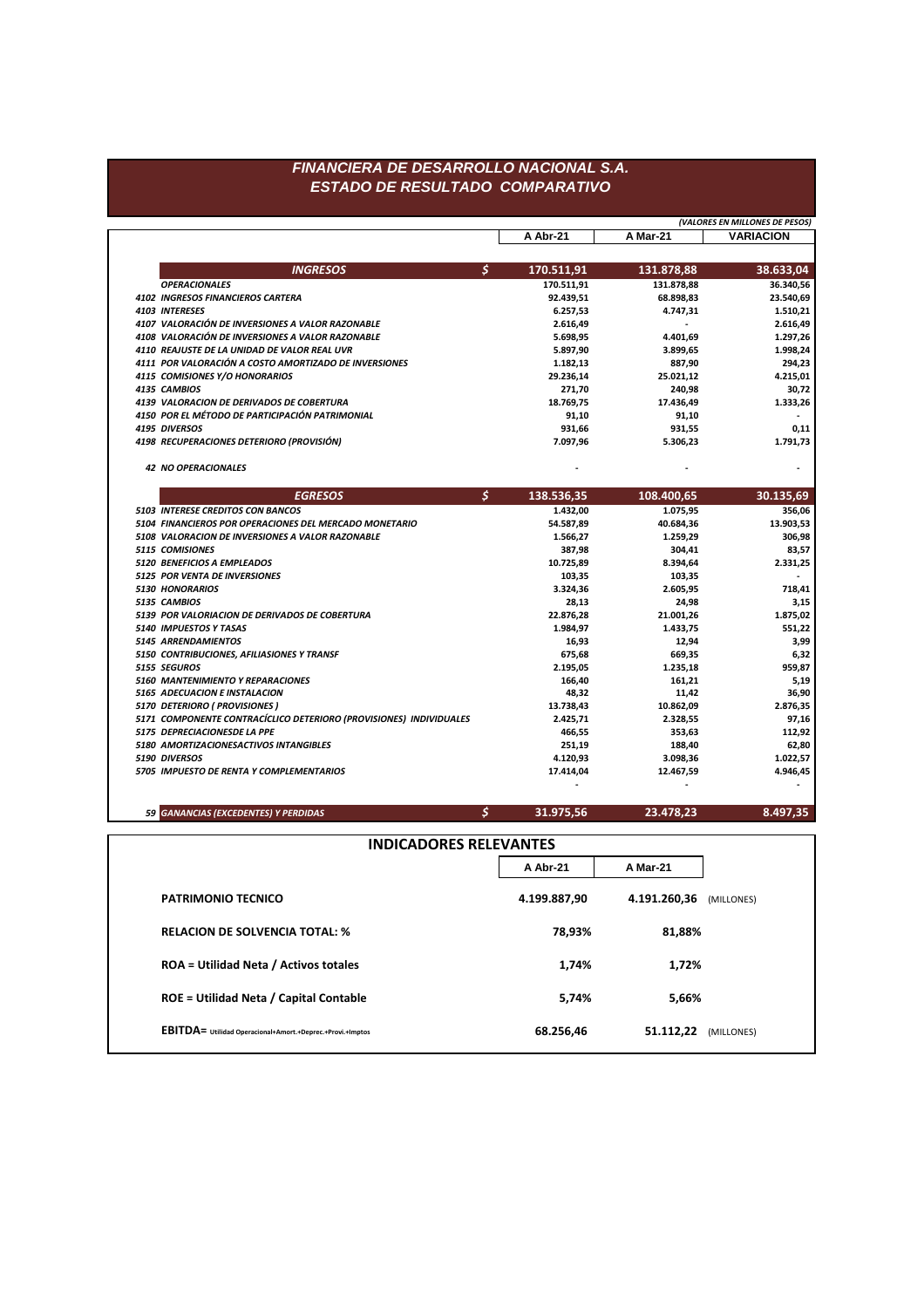# FINANCIERA DE DESARROLLO NACIONAL S.A.
## ESTADO DE RESULTADO COMPARATIVO

*(VALORES EN MILLONES DE PESOS)*

| | | A Abr-21 | A Mar-21 | VARIACION |
|---|---|---|---|---|
| ***INGRESOS*** | $ | **170.511,91** | **131.878,88** | **38.633,04** |
| ***OPERACIONALES*** | | 170.511,91 | 131.878,88 | 36.340,56 |
| *4102 INGRESOS FINANCIEROS CARTERA* | | 92.439,51 | 68.898,83 | 23.540,69 |
| *4103 INTERESES* | | 6.257,53 | 4.747,31 | 1.510,21 |
| *4107 VALORACIÓN DE INVERSIONES A VALOR RAZONABLE* | | 2.616,49 | - | 2.616,49 |
| *4108 VALORACIÓN DE INVERSIONES A VALOR RAZONABLE* | | 5.698,95 | 4.401,69 | 1.297,26 |
| *4110 REAJUSTE DE LA UNIDAD DE VALOR REAL UVR* | | 5.897,90 | 3.899,65 | 1.998,24 |
| *4111 POR VALORACIÓN A COSTO AMORTIZADO DE INVERSIONES* | | 1.182,13 | 887,90 | 294,23 |
| *4115 COMISIONES Y/O HONORARIOS* | | 29.236,14 | 25.021,12 | 4.215,01 |
| *4135 CAMBIOS* | | 271,70 | 240,98 | 30,72 |
| *4139 VALORACION DE DERIVADOS DE COBERTURA* | | 18.769,75 | 17.436,49 | 1.333,26 |
| *4150 POR EL MÉTODO DE PARTICIPACIÓN PATRIMONIAL* | | 91,10 | 91,10 | - |
| *4195 DIVERSOS* | | 931,66 | 931,55 | 0,11 |
| *4198 RECUPERACIONES DETERIORO (PROVISIÓN)* | | 7.097,96 | 5.306,23 | 1.791,73 |
| *42 NO OPERACIONALES* | | - | - | - |
| ***EGRESOS*** | $ | **138.536,35** | **108.400,65** | **30.135,69** |
| *5103 INTERESE CREDITOS CON BANCOS* | | 1.432,00 | 1.075,95 | 356,06 |
| *5104 FINANCIEROS POR OPERACIONES DEL MERCADO MONETARIO* | | 54.587,89 | 40.684,36 | 13.903,53 |
| *5108 VALORACION DE INVERSIONES A VALOR RAZONABLE* | | 1.566,27 | 1.259,29 | 306,98 |
| *5115 COMISIONES* | | 387,98 | 304,41 | 83,57 |
| *5120 BENEFICIOS A EMPLEADOS* | | 10.725,89 | 8.394,64 | 2.331,25 |
| *5125 POR VENTA DE INVERSIONES* | | 103,35 | 103,35 | - |
| *5130 HONORARIOS* | | 3.324,36 | 2.605,95 | 718,41 |
| *5135 CAMBIOS* | | 28,13 | 24,98 | 3,15 |
| *5139 POR VALORIACION DE DERIVADOS DE COBERTURA* | | 22.876,28 | 21.001,26 | 1.875,02 |
| *5140 IMPUESTOS Y TASAS* | | 1.984,97 | 1.433,75 | 551,22 |
| *5145 ARRENDAMIENTOS* | | 16,93 | 12,94 | 3,99 |
| *5150 CONTRIBUCIONES, AFILIASIONES Y TRANSF* | | 675,68 | 669,35 | 6,32 |
| *5155 SEGUROS* | | 2.195,05 | 1.235,18 | 959,87 |
| *5160 MANTENIMIENTO Y REPARACIONES* | | 166,40 | 161,21 | 5,19 |
| *5165 ADECUACION E INSTALACION* | | 48,32 | 11,42 | 36,90 |
| *5170 DETERIORO ( PROVISIONES )* | | 13.738,43 | 10.862,09 | 2.876,35 |
| *5171 COMPONENTE CONTRACÍCLICO DETERIORO (PROVISIONES) INDIVIDUALES* | | 2.425,71 | 2.328,55 | 97,16 |
| *5175 DEPRECIACIONESDE LA PPE* | | 466,55 | 353,63 | 112,92 |
| *5180 AMORTIZACIONESACTIVOS INTANGIBLES* | | 251,19 | 188,40 | 62,80 |
| *5190 DIVERSOS* | | 4.120,93 | 3.098,36 | 1.022,57 |
| *5705 IMPUESTO DE RENTA Y COMPLEMENTARIOS* | | 17.414,04 | 12.467,59 | 4.946,45 |
| | | - | - | - |
| ***59 GANANCIAS (EXCEDENTES) Y PERDIDAS*** | $ | **31.975,56** | **23.478,23** | **8.497,35** |

## INDICADORES RELEVANTES

| | A Abr-21 | A Mar-21 | |
|---|---|---|---|
| **PATRIMONIO TECNICO** | **4.199.887,90** | **4.191.260,36** | (MILLONES) |
| **RELACION DE SOLVENCIA TOTAL: %** | **78,93%** | **81,88%** | |
| **ROA = Utilidad Neta / Activos totales** | **1,74%** | **1,72%** | |
| **ROE = Utilidad Neta / Capital Contable** | **5,74%** | **5,66%** | |
| **EBITDA=** Utilidad Operacional+Amort.+Deprec.+Provi.+Imptos | **68.256,46** | **51.112,22** | (MILLONES) |